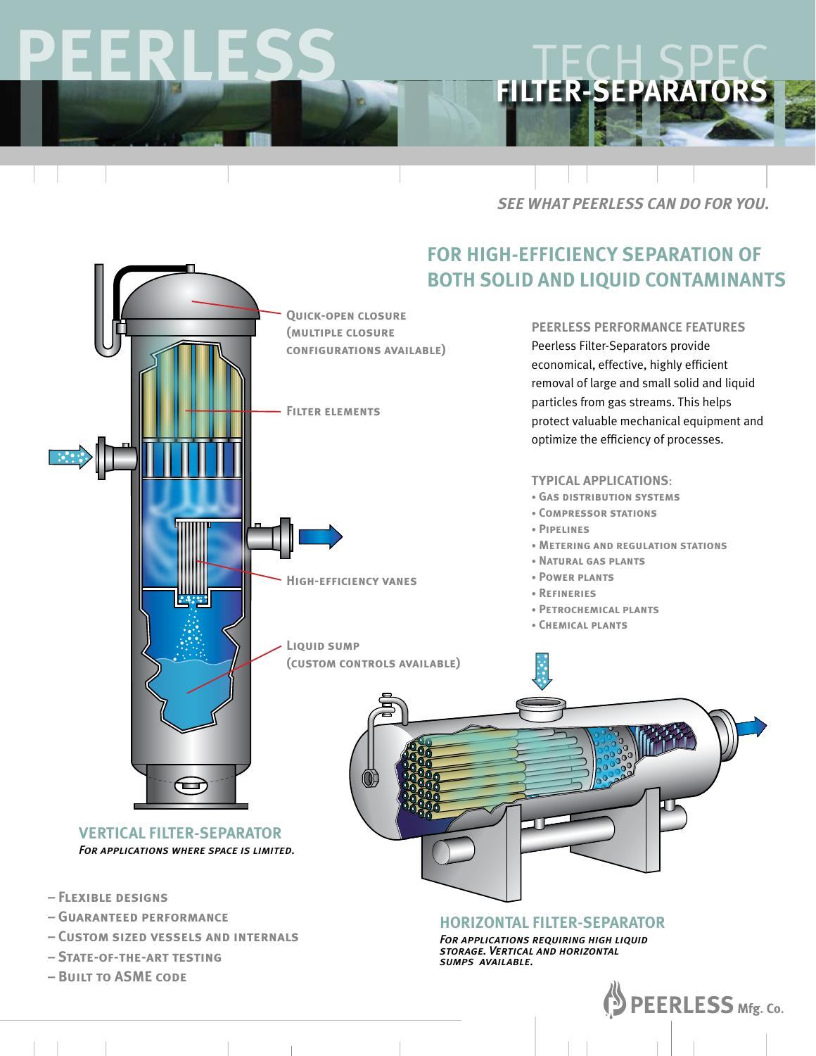# PEERLESS

TECH SPEC

**FILTER-SEPARATORS**

*SEE WHAT PEERLESS CAN DO FOR YOU.*

## FOR HIGH-EFFICIENCY SEPARATION OF BOTH SOLID AND LIQUID CONTAMINANTS

Quick-open closure (multiple closure configurations available)

Filter elements

High-efficiency vanes

Liquid sump (custom controls available)

### PEERLESS PERFORMANCE FEATURES

Peerless Filter-Separators provide economical, effective, highly efficient removal of large and small solid and liquid particles from gas streams. This helps protect valuable mechanical equipment and optimize the efficiency of processes.

### TYPICAL APPLICATIONS:

- Gas distribution systems
- Compressor stations
- Pipelines
- Metering and regulation stations
- Natural gas plants
- Power plants
- Refineries
- Petrochemical plants
- Chemical plants

### VERTICAL FILTER-SEPARATOR

*For applications where space is limited.*

- – Flexible designs
- – Guaranteed performance
- – Custom sized vessels and internals
- – State-of-the-art testing
- – Built to ASME code

### HORIZONTAL FILTER-SEPARATOR

*For applications requiring high liquid storage. Vertical and horizontal sumps available.*

PEERLESS Mfg. Co.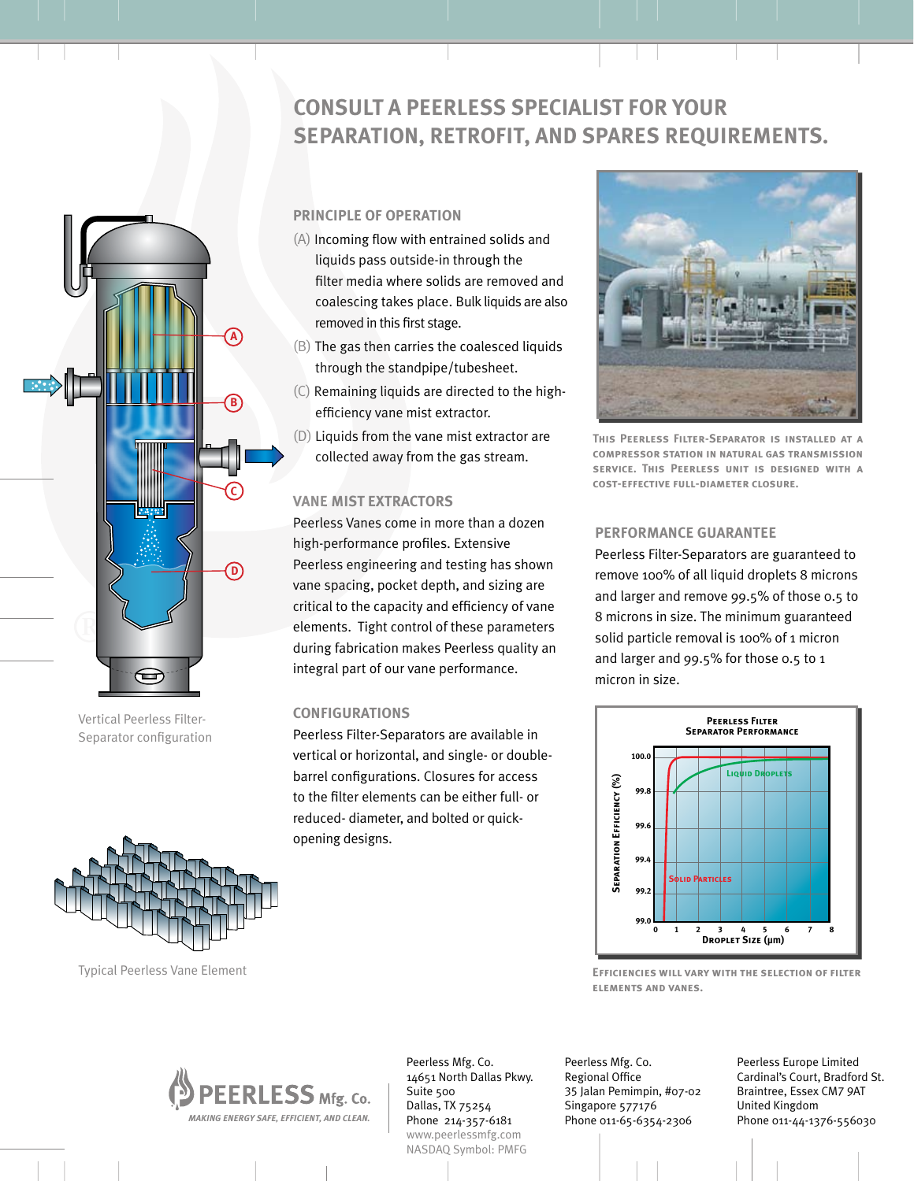# CONSULT A PEERLESS SPECIALIST FOR YOUR SEPARATION, RETROFIT, AND SPARES REQUIREMENTS.

A

B

C

D

Vertical Peerless Filter-Separator configuration

Typical Peerless Vane Element

## PRINCIPLE OF OPERATION

(A) Incoming flow with entrained solids and liquids pass outside-in through the filter media where solids are removed and coalescing takes place. Bulk liquids are also removed in this first stage.

(B) The gas then carries the coalesced liquids through the standpipe/tubesheet.

(C) Remaining liquids are directed to the high-efficiency vane mist extractor.

(D) Liquids from the vane mist extractor are collected away from the gas stream.

## VANE MIST EXTRACTORS

Peerless Vanes come in more than a dozen high-performance profiles. Extensive Peerless engineering and testing has shown vane spacing, pocket depth, and sizing are critical to the capacity and efficiency of vane elements. Tight control of these parameters during fabrication makes Peerless quality an integral part of our vane performance.

## CONFIGURATIONS

Peerless Filter-Separators are available in vertical or horizontal, and single- or double-barrel configurations. Closures for access to the filter elements can be either full- or reduced- diameter, and bolted or quick-opening designs.

This Peerless Filter-Separator is installed at a compressor station in natural gas transmission service. This Peerless unit is designed with a cost-effective full-diameter closure.

## PERFORMANCE GUARANTEE

Peerless Filter-Separators are guaranteed to remove 100% of all liquid droplets 8 microns and larger and remove 99.5% of those 0.5 to 8 microns in size. The minimum guaranteed solid particle removal is 100% of 1 micron and larger and 99.5% for those 0.5 to 1 micron in size.

Peerless Filter Separator Performance

Separation Efficiency (%)

100.0
99.8
99.6
99.4
99.2
99.0

Liquid Droplets

Solid Particles

0 1 2 3 4 5 6 7 8

Droplet Size (μm)

Efficiencies will vary with the selection of filter elements and vanes.

PEERLESS Mfg. Co.
*MAKING ENERGY SAFE, EFFICIENT, AND CLEAN.*

Peerless Mfg. Co.
14651 North Dallas Pkwy.
Suite 500
Dallas, TX 75254
Phone 214-357-6181
www.peerlessmfg.com
NASDAQ Symbol: PMFG

Peerless Mfg. Co.
Regional Office
35 Jalan Pemimpin, #07-02
Singapore 577176
Phone 011-65-6354-2306

Peerless Europe Limited
Cardinal's Court, Bradford St.
Braintree, Essex CM7 9AT
United Kingdom
Phone 011-44-1376-556030